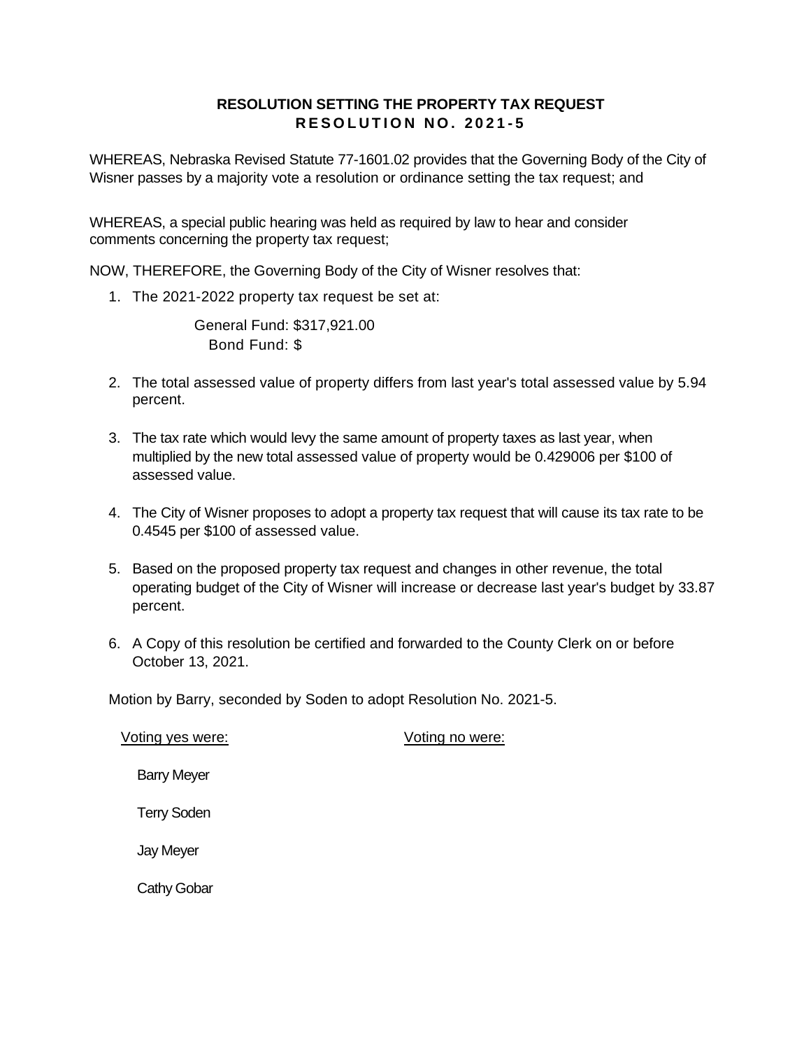# RESOLUTION SETTING THE PROPERTY TAX REQUEST
## RESOLUTION NO. 2021-5

WHEREAS, Nebraska Revised Statute 77-1601.02 provides that the Governing Body of the City of Wisner passes by a majority vote a resolution or ordinance setting the tax request; and

WHEREAS, a special public hearing was held as required by law to hear and consider comments concerning the property tax request;

NOW, THEREFORE, the Governing Body of the City of Wisner resolves that:

1. The 2021-2022 property tax request be set at:

   General Fund: $317,921.00
   Bond Fund: $

2. The total assessed value of property differs from last year's total assessed value by 5.94 percent.

3. The tax rate which would levy the same amount of property taxes as last year, when multiplied by the new total assessed value of property would be 0.429006 per $100 of assessed value.

4. The City of Wisner proposes to adopt a property tax request that will cause its tax rate to be 0.4545 per $100 of assessed value.

5. Based on the proposed property tax request and changes in other revenue, the total operating budget of the City of Wisner will increase or decrease last year's budget by 33.87 percent.

6. A Copy of this resolution be certified and forwarded to the County Clerk on or before October 13, 2021.

Motion by Barry, seconded by Soden to adopt Resolution No. 2021-5.

| Voting yes were: | Voting no were: |
|---|---|
| Barry Meyer | |
| Terry Soden | |
| Jay Meyer | |
| Cathy Gobar | |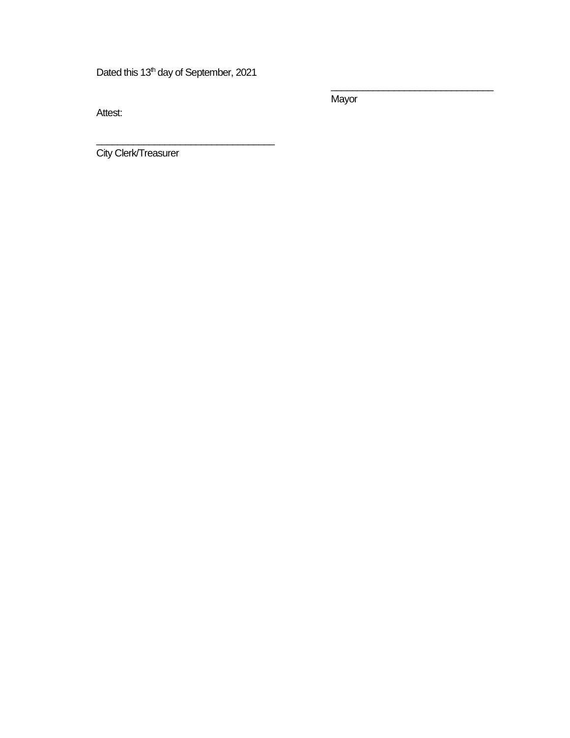Dated this 13th day of September, 2021

_______________________________
Mayor

Attest:

__________________________________
City Clerk/Treasurer